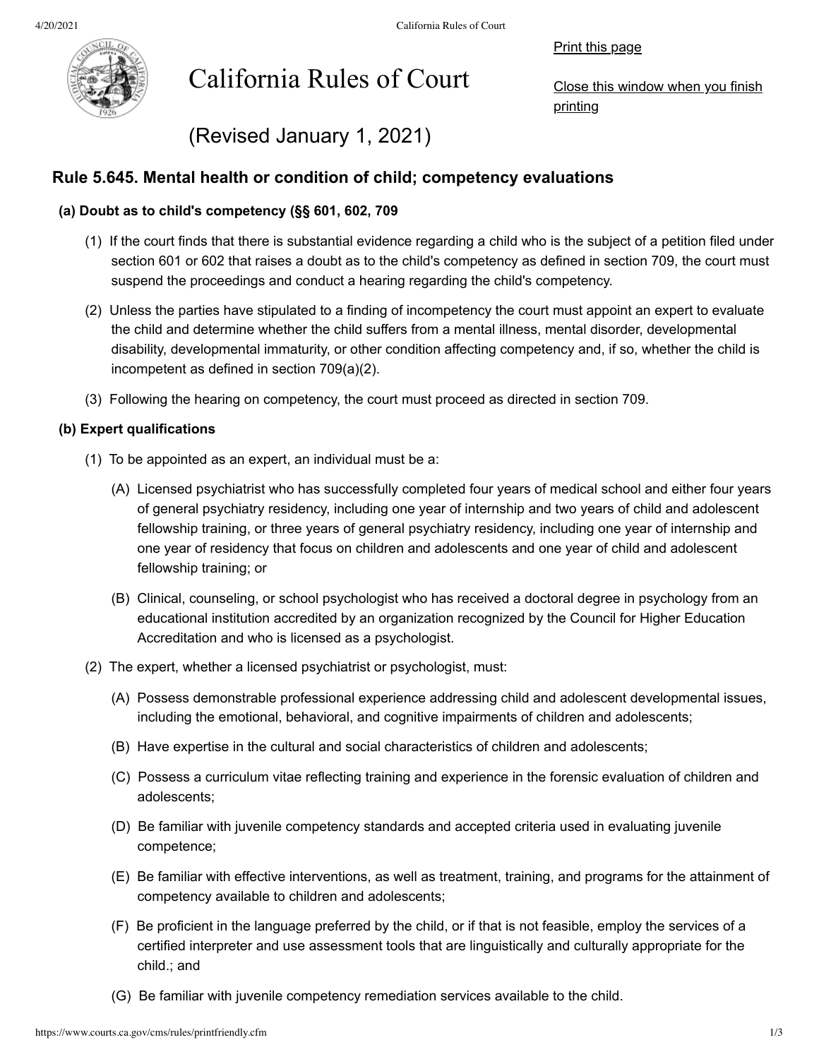# California Rules of Court

(Revised January 1, 2021)

## Rule 5.645. Mental health or condition of child; competency evaluations

### (a) Doubt as to child's competency (§§ 601, 602, 709

(1) If the court finds that there is substantial evidence regarding a child who is the subject of a petition filed under section 601 or 602 that raises a doubt as to the child's competency as defined in section 709, the court must suspend the proceedings and conduct a hearing regarding the child's competency.

(2) Unless the parties have stipulated to a finding of incompetency the court must appoint an expert to evaluate the child and determine whether the child suffers from a mental illness, mental disorder, developmental disability, developmental immaturity, or other condition affecting competency and, if so, whether the child is incompetent as defined in section 709(a)(2).

(3) Following the hearing on competency, the court must proceed as directed in section 709.

### (b) Expert qualifications

(1) To be appointed as an expert, an individual must be a:

(A) Licensed psychiatrist who has successfully completed four years of medical school and either four years of general psychiatry residency, including one year of internship and two years of child and adolescent fellowship training, or three years of general psychiatry residency, including one year of internship and one year of residency that focus on children and adolescents and one year of child and adolescent fellowship training; or

(B) Clinical, counseling, or school psychologist who has received a doctoral degree in psychology from an educational institution accredited by an organization recognized by the Council for Higher Education Accreditation and who is licensed as a psychologist.

(2) The expert, whether a licensed psychiatrist or psychologist, must:

(A) Possess demonstrable professional experience addressing child and adolescent developmental issues, including the emotional, behavioral, and cognitive impairments of children and adolescents;

(B) Have expertise in the cultural and social characteristics of children and adolescents;

(C) Possess a curriculum vitae reflecting training and experience in the forensic evaluation of children and adolescents;

(D) Be familiar with juvenile competency standards and accepted criteria used in evaluating juvenile competence;

(E) Be familiar with effective interventions, as well as treatment, training, and programs for the attainment of competency available to children and adolescents;

(F) Be proficient in the language preferred by the child, or if that is not feasible, employ the services of a certified interpreter and use assessment tools that are linguistically and culturally appropriate for the child.; and

(G) Be familiar with juvenile competency remediation services available to the child.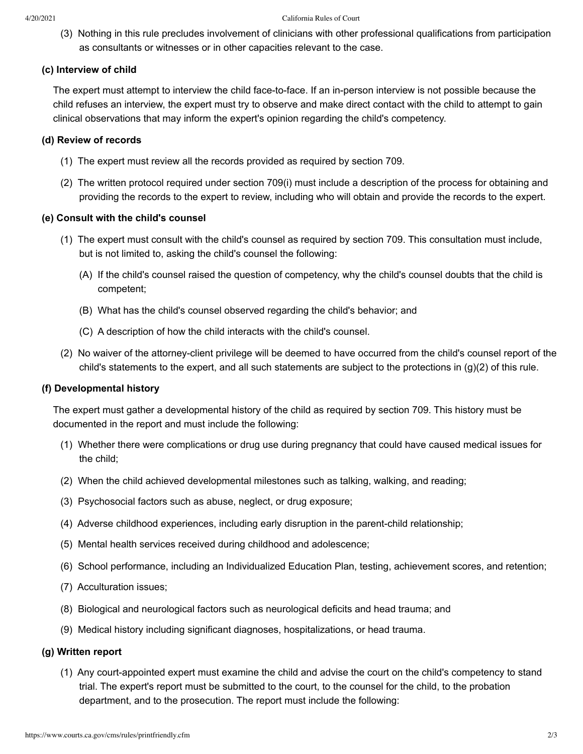(3) Nothing in this rule precludes involvement of clinicians with other professional qualifications from participation as consultants or witnesses or in other capacities relevant to the case.

**(c) Interview of child**

The expert must attempt to interview the child face-to-face. If an in-person interview is not possible because the child refuses an interview, the expert must try to observe and make direct contact with the child to attempt to gain clinical observations that may inform the expert's opinion regarding the child's competency.

**(d) Review of records**

(1) The expert must review all the records provided as required by section 709.

(2) The written protocol required under section 709(i) must include a description of the process for obtaining and providing the records to the expert to review, including who will obtain and provide the records to the expert.

**(e) Consult with the child's counsel**

(1) The expert must consult with the child's counsel as required by section 709. This consultation must include, but is not limited to, asking the child's counsel the following:

(A) If the child's counsel raised the question of competency, why the child's counsel doubts that the child is competent;

(B) What has the child's counsel observed regarding the child's behavior; and

(C) A description of how the child interacts with the child's counsel.

(2) No waiver of the attorney-client privilege will be deemed to have occurred from the child's counsel report of the child's statements to the expert, and all such statements are subject to the protections in (g)(2) of this rule.

**(f) Developmental history**

The expert must gather a developmental history of the child as required by section 709. This history must be documented in the report and must include the following:

(1) Whether there were complications or drug use during pregnancy that could have caused medical issues for the child;

(2) When the child achieved developmental milestones such as talking, walking, and reading;

(3) Psychosocial factors such as abuse, neglect, or drug exposure;

(4) Adverse childhood experiences, including early disruption in the parent-child relationship;

(5) Mental health services received during childhood and adolescence;

(6) School performance, including an Individualized Education Plan, testing, achievement scores, and retention;

(7) Acculturation issues;

(8) Biological and neurological factors such as neurological deficits and head trauma; and

(9) Medical history including significant diagnoses, hospitalizations, or head trauma.

**(g) Written report**

(1) Any court-appointed expert must examine the child and advise the court on the child's competency to stand trial. The expert's report must be submitted to the court, to the counsel for the child, to the probation department, and to the prosecution. The report must include the following: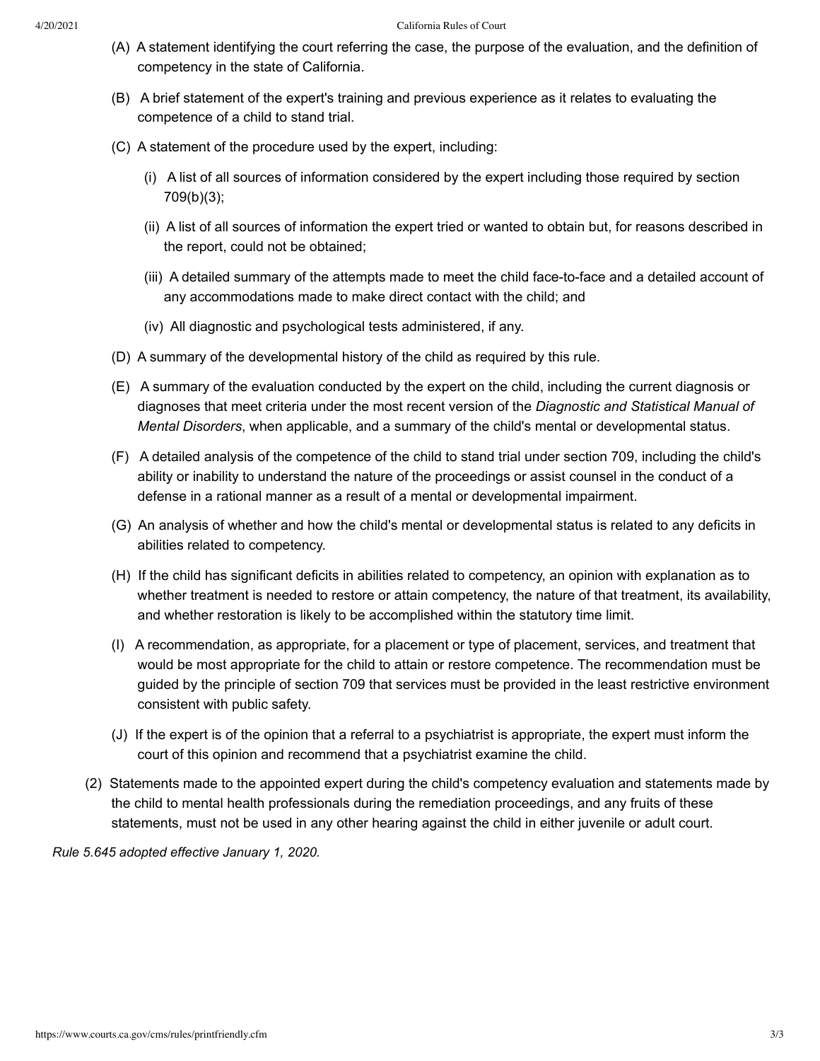(A) A statement identifying the court referring the case, the purpose of the evaluation, and the definition of competency in the state of California.

(B) A brief statement of the expert's training and previous experience as it relates to evaluating the competence of a child to stand trial.

(C) A statement of the procedure used by the expert, including:

(i) A list of all sources of information considered by the expert including those required by section 709(b)(3);

(ii) A list of all sources of information the expert tried or wanted to obtain but, for reasons described in the report, could not be obtained;

(iii) A detailed summary of the attempts made to meet the child face-to-face and a detailed account of any accommodations made to make direct contact with the child; and

(iv) All diagnostic and psychological tests administered, if any.

(D) A summary of the developmental history of the child as required by this rule.

(E) A summary of the evaluation conducted by the expert on the child, including the current diagnosis or diagnoses that meet criteria under the most recent version of the *Diagnostic and Statistical Manual of Mental Disorders*, when applicable, and a summary of the child's mental or developmental status.

(F) A detailed analysis of the competence of the child to stand trial under section 709, including the child's ability or inability to understand the nature of the proceedings or assist counsel in the conduct of a defense in a rational manner as a result of a mental or developmental impairment.

(G) An analysis of whether and how the child's mental or developmental status is related to any deficits in abilities related to competency.

(H) If the child has significant deficits in abilities related to competency, an opinion with explanation as to whether treatment is needed to restore or attain competency, the nature of that treatment, its availability, and whether restoration is likely to be accomplished within the statutory time limit.

(I) A recommendation, as appropriate, for a placement or type of placement, services, and treatment that would be most appropriate for the child to attain or restore competence. The recommendation must be guided by the principle of section 709 that services must be provided in the least restrictive environment consistent with public safety.

(J) If the expert is of the opinion that a referral to a psychiatrist is appropriate, the expert must inform the court of this opinion and recommend that a psychiatrist examine the child.

(2) Statements made to the appointed expert during the child's competency evaluation and statements made by the child to mental health professionals during the remediation proceedings, and any fruits of these statements, must not be used in any other hearing against the child in either juvenile or adult court.

*Rule 5.645 adopted effective January 1, 2020.*